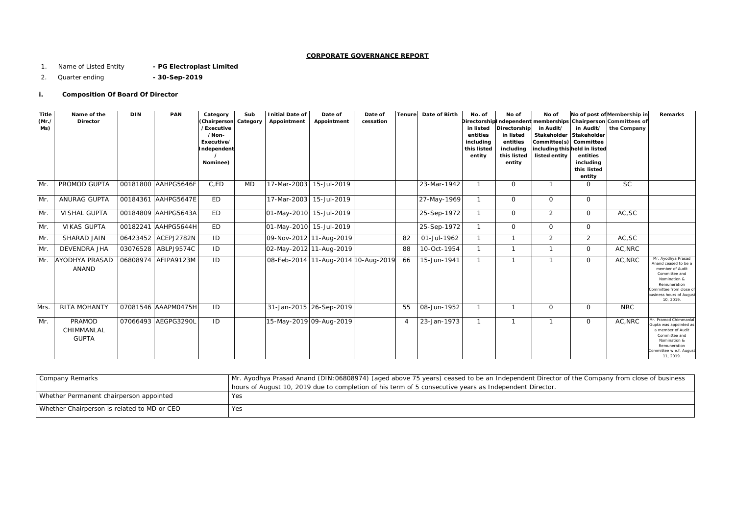**CORPORATE GOVERNANCE REPORT**

1. Name of Listed Entity **- PG Electroplast Limited**
2. Quarter ending **- 30-Sep-2019**

**i. Composition Of Board Of Director**

| Title (Mr./ Ms) | Name of the Director | DIN | PAN | Category (Chairperson /Executive /Non-Executive/ Independent / Nominee) | Sub Category | Initial Date of Appointment | Date of Appointment | Date of cessation | Tenure | Date of Birth | No. of Directorship in listed entities including this listed entity | No of Independent Directorship in listed entities including this listed entity | No of memberships in Audit/ Stakeholder Committee(s) including this listed entity | No of post of Chairperson in Audit/ Stakeholder Committee held in listed entities including this listed entity | Membership in Committees of the Company | Remarks |
|---|---|---|---|---|---|---|---|---|---|---|---|---|---|---|---|---|
| Mr. | PROMOD GUPTA | 00181800 | AAHPG5646F | C,ED | MD | 17-Mar-2003 | 15-Jul-2019 | | | 23-Mar-1942 | 1 | 0 | 1 | 0 | SC | |
| Mr. | ANURAG GUPTA | 00184361 | AAHPG5647E | ED | | 17-Mar-2003 | 15-Jul-2019 | | | 27-May-1969 | 1 | 0 | 0 | 0 | | |
| Mr. | VISHAL GUPTA | 00184809 | AAHPG5643A | ED | | 01-May-2010 | 15-Jul-2019 | | | 25-Sep-1972 | 1 | 0 | 2 | 0 | AC,SC | |
| Mr. | VIKAS GUPTA | 00182241 | AAHPG5644H | ED | | 01-May-2010 | 15-Jul-2019 | | | 25-Sep-1972 | 1 | 0 | 0 | 0 | | |
| Mr. | SHARAD JAIN | 06423452 | ACEPJ2782N | ID | | 09-Nov-2012 | 11-Aug-2019 | | 82 | 01-Jul-1962 | 1 | 1 | 2 | 2 | AC,SC | |
| Mr. | DEVENDRA JHA | 03076528 | ABLPJ9574C | ID | | 02-May-2012 | 11-Aug-2019 | | 88 | 10-Oct-1954 | 1 | 1 | 1 | 0 | AC,NRC | |
| Mr. | AYODHYA PRASAD ANAND | 06808974 | AFIPA9123M | ID | | 08-Feb-2014 | 11-Aug-2014 | 10-Aug-2019 | 66 | 15-Jun-1941 | 1 | 1 | 1 | 0 | AC,NRC | Mr. Ayodhya Prasad Anand ceased to be a member of Audit Committee and Nomination & Remuneration Committee from close of business hours of August 10, 2019. |
| Mrs. | RITA MOHANTY | 07081546 | AAAPM0475H | ID | | 31-Jan-2015 | 26-Sep-2019 | | 55 | 08-Jun-1952 | 1 | 1 | 0 | 0 | NRC | |
| Mr. | PRAMOD CHIMMANLAL GUPTA | 07066493 | AEGPG3290L | ID | | 15-May-2019 | 09-Aug-2019 | | 4 | 23-Jan-1973 | 1 | 1 | 1 | 0 | AC,NRC | Mr. Pramod Chimmanlal Gupta was appointed as a member of Audit Committee and Nomination & Remuneration Committee w.e.f. August 11, 2019. |

| | |
|---|---|
| Company Remarks | Mr. Ayodhya Prasad Anand (DIN:06808974) (aged above 75 years) ceased to be an Independent Director of the Company from close of business hours of August 10, 2019 due to completion of his term of 5 consecutive years as Independent Director. |
| Whether Permanent chairperson appointed | Yes |
| Whether Chairperson is related to MD or CEO | Yes |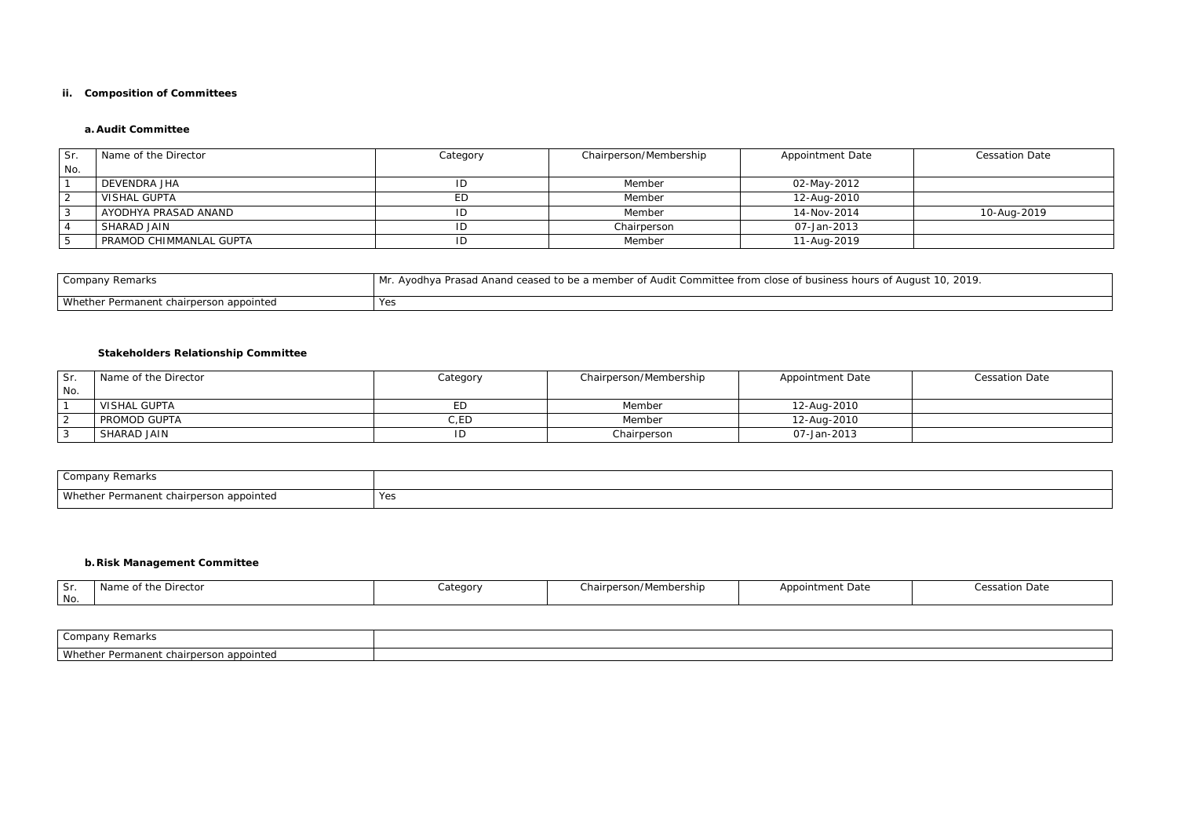### ii. Composition of Committees

#### a. Audit Committee

| Sr. No. | Name of the Director | Category | Chairperson/Membership | Appointment Date | Cessation Date |
|---|---|---|---|---|---|
| 1 | DEVENDRA JHA | ID | Member | 02-May-2012 | |
| 2 | VISHAL GUPTA | ED | Member | 12-Aug-2010 | |
| 3 | AYODHYA PRASAD ANAND | ID | Member | 14-Nov-2014 | 10-Aug-2019 |
| 4 | SHARAD JAIN | ID | Chairperson | 07-Jan-2013 | |
| 5 | PRAMOD CHIMMANLAL GUPTA | ID | Member | 11-Aug-2019 | |

| Company Remarks | Mr. Ayodhya Prasad Anand ceased to be a member of Audit Committee from close of business hours of August 10, 2019. |
|---|---|
| Whether Permanent chairperson appointed | Yes |

#### Stakeholders Relationship Committee

| Sr. No. | Name of the Director | Category | Chairperson/Membership | Appointment Date | Cessation Date |
|---|---|---|---|---|---|
| 1 | VISHAL GUPTA | ED | Member | 12-Aug-2010 | |
| 2 | PROMOD GUPTA | C,ED | Member | 12-Aug-2010 | |
| 3 | SHARAD JAIN | ID | Chairperson | 07-Jan-2013 | |

| Company Remarks | |
|---|---|
| Whether Permanent chairperson appointed | Yes |

#### b. Risk Management Committee

| Sr. No. | Name of the Director | Category | Chairperson/Membership | Appointment Date | Cessation Date |
|---|---|---|---|---|---|

| Company Remarks | |
|---|---|
| Whether Permanent chairperson appointed | |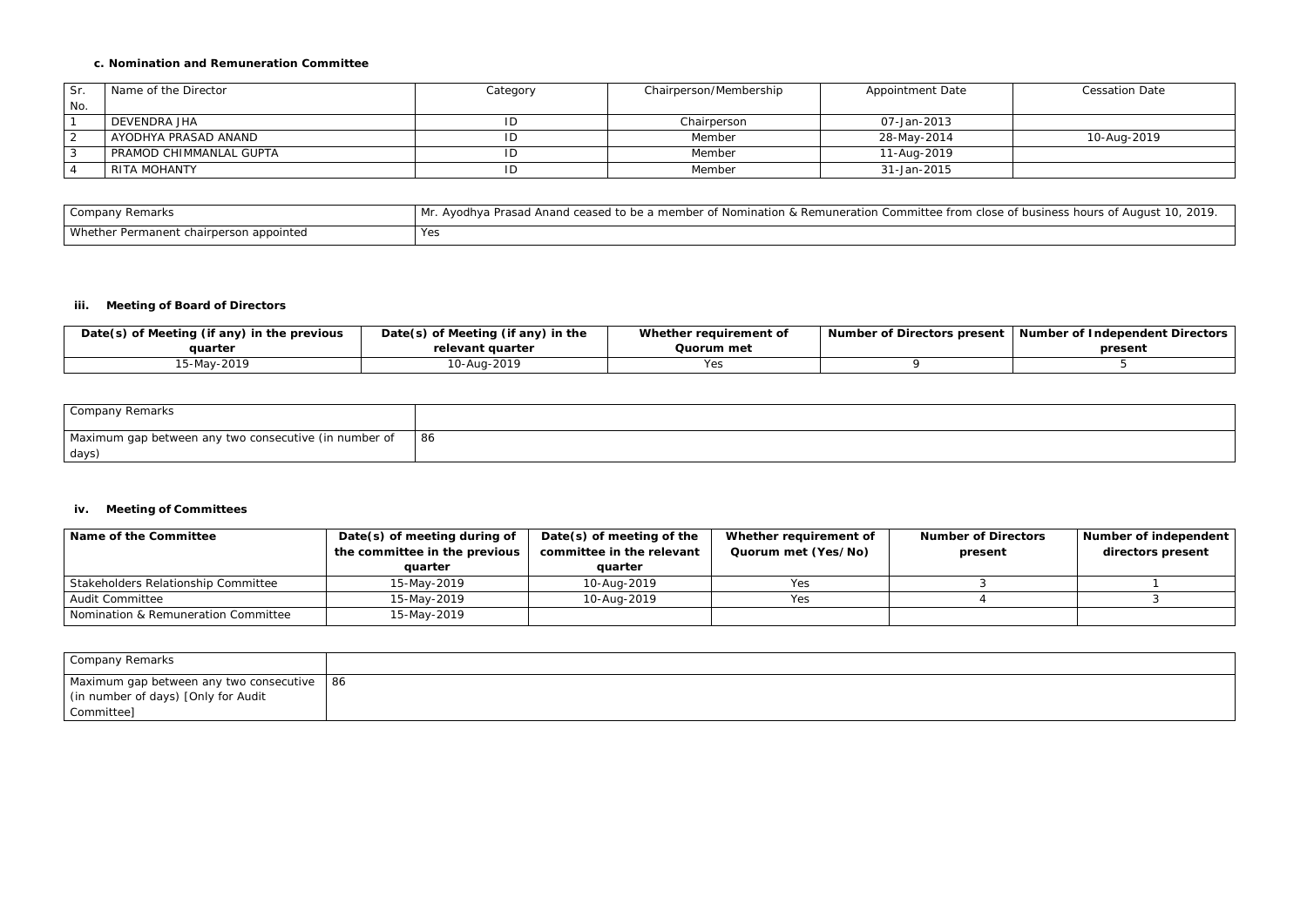#### c. Nomination and Remuneration Committee

| Sr. No. | Name of the Director | Category | Chairperson/Membership | Appointment Date | Cessation Date |
|---|---|---|---|---|---|
| 1 | DEVENDRA JHA | ID | Chairperson | 07-Jan-2013 | |
| 2 | AYODHYA PRASAD ANAND | ID | Member | 28-May-2014 | 10-Aug-2019 |
| 3 | PRAMOD CHIMMANLAL GUPTA | ID | Member | 11-Aug-2019 | |
| 4 | RITA MOHANTY | ID | Member | 31-Jan-2015 | |

| Company Remarks | Mr. Ayodhya Prasad Anand ceased to be a member of Nomination & Remuneration Committee from close of business hours of August 10, 2019. |
|---|---|
| Whether Permanent chairperson appointed | Yes |

### iii. Meeting of Board of Directors

| Date(s) of Meeting (if any) in the previous quarter | Date(s) of Meeting (if any) in the relevant quarter | Whether requirement of Quorum met | Number of Directors present | Number of Independent Directors present |
|---|---|---|---|---|
| 15-May-2019 | 10-Aug-2019 | Yes | 9 | 5 |

| Company Remarks | |
|---|---|
| Maximum gap between any two consecutive (in number of days) | 86 |

### iv. Meeting of Committees

| Name of the Committee | Date(s) of meeting during of the committee in the previous quarter | Date(s) of meeting of the committee in the relevant quarter | Whether requirement of Quorum met (Yes/No) | Number of Directors present | Number of independent directors present |
|---|---|---|---|---|---|
| Stakeholders Relationship Committee | 15-May-2019 | 10-Aug-2019 | Yes | 3 | 1 |
| Audit Committee | 15-May-2019 | 10-Aug-2019 | Yes | 4 | 3 |
| Nomination & Remuneration Committee | 15-May-2019 | | | | |

| Company Remarks | |
|---|---|
| Maximum gap between any two consecutive (in number of days) [Only for Audit Committee] | 86 |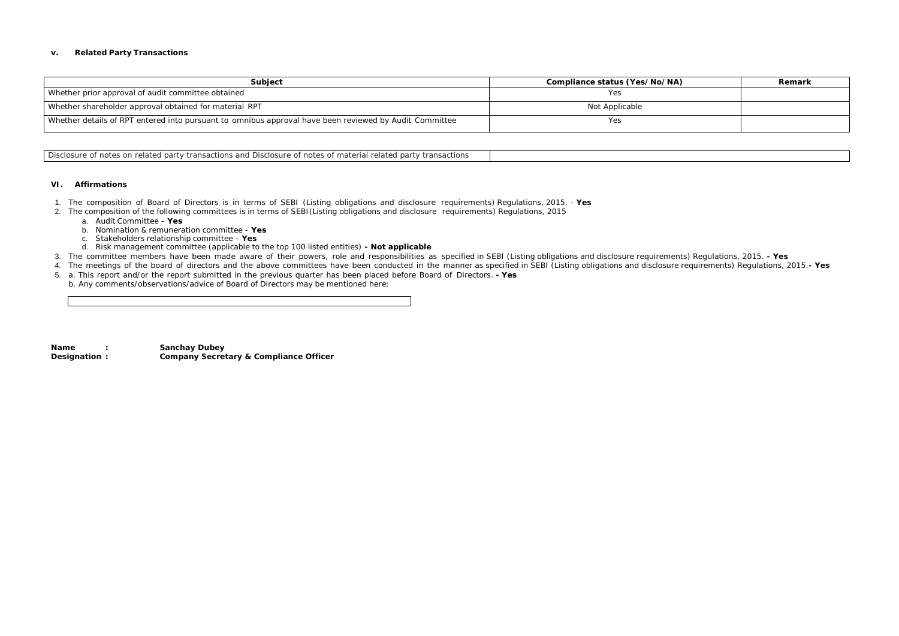### v. Related Party Transactions

| Subject | Compliance status (Yes/No/NA) | Remark |
|---|---|---|
| Whether prior approval of audit committee obtained | Yes | |
| Whether shareholder approval obtained for material RPT | Not Applicable | |
| Whether details of RPT entered into pursuant to omnibus approval have been reviewed by Audit Committee | Yes | |

| Disclosure of notes on related party transactions and Disclosure of notes of material related party transactions | |
|---|---|

### VI. Affirmations

1. The composition of Board of Directors is in terms of SEBI (Listing obligations and disclosure requirements) Regulations, 2015. - **Yes**
2. The composition of the following committees is in terms of SEBI(Listing obligations and disclosure requirements) Regulations, 2015
   a. Audit Committee - **Yes**
   b. Nomination & remuneration committee - **Yes**
   c. Stakeholders relationship committee - **Yes**
   d. Risk management committee (applicable to the top 100 listed entities) **- Not applicable**
3. The committee members have been made aware of their powers, role and responsibilities as specified in SEBI (Listing obligations and disclosure requirements) Regulations, 2015. **- Yes**
4. The meetings of the board of directors and the above committees have been conducted in the manner as specified in SEBI (Listing obligations and disclosure requirements) Regulations, 2015.**- Yes**
5. a. This report and/or the report submitted in the previous quarter has been placed before Board of Directors. **- Yes**
   b. Any comments/observations/advice of Board of Directors may be mentioned here:

**Name :** **Sanchay Dubey**
**Designation :** **Company Secretary & Compliance Officer**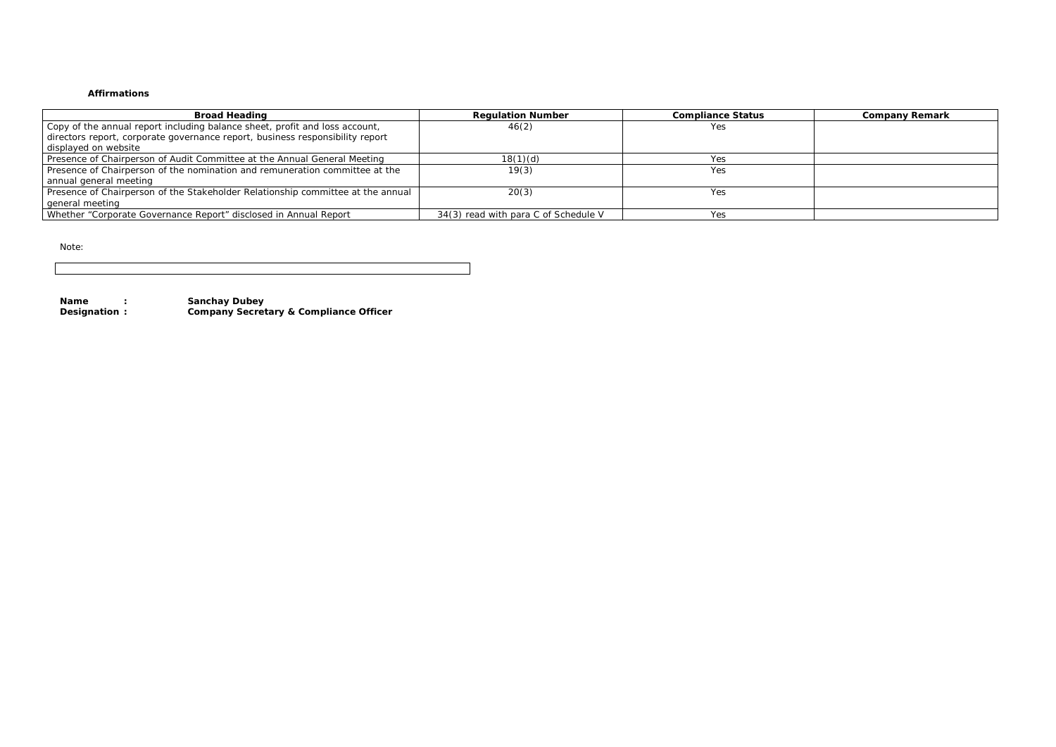**Affirmations**

| Broad Heading | Regulation Number | Compliance Status | Company Remark |
|---|---|---|---|
| Copy of the annual report including balance sheet, profit and loss account, directors report, corporate governance report, business responsibility report displayed on website | 46(2) | Yes | |
| Presence of Chairperson of Audit Committee at the Annual General Meeting | 18(1)(d) | Yes | |
| Presence of Chairperson of the nomination and remuneration committee at the annual general meeting | 19(3) | Yes | |
| Presence of Chairperson of the Stakeholder Relationship committee at the annual general meeting | 20(3) | Yes | |
| Whether “Corporate Governance Report” disclosed in Annual Report | 34(3) read with para C of Schedule V | Yes | |

Note:

**Name :** **Sanchay Dubey**
**Designation :** **Company Secretary & Compliance Officer**